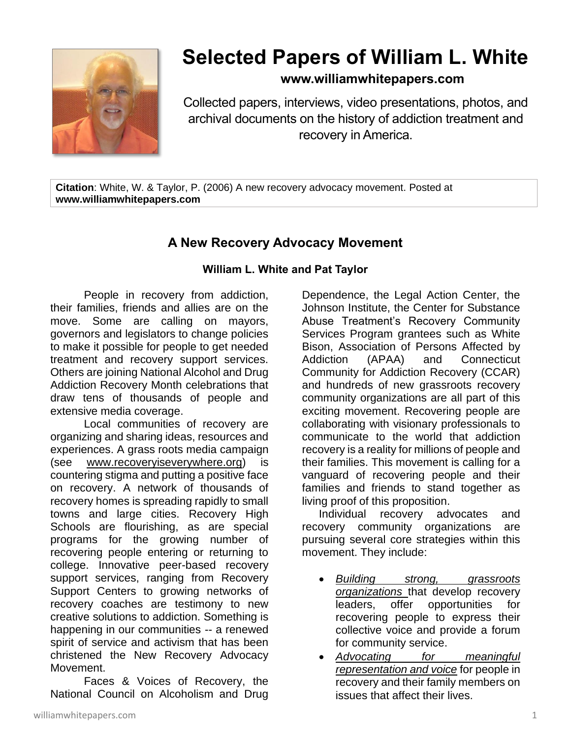# Selected Papers of William L. White

**www.williamwhitepapers.com**

Collected papers, interviews, video presentations, photos, and archival documents on the history of addiction treatment and recovery in America.

**Citation**: White, W. & Taylor, P. (2006) A new recovery advocacy movement. Posted at **www.williamwhitepapers.com**

## A New Recovery Advocacy Movement

**William L. White and Pat Taylor**

People in recovery from addiction, their families, friends and allies are on the move. Some are calling on mayors, governors and legislators to change policies to make it possible for people to get needed treatment and recovery support services. Others are joining National Alcohol and Drug Addiction Recovery Month celebrations that draw tens of thousands of people and extensive media coverage.

Local communities of recovery are organizing and sharing ideas, resources and experiences. A grass roots media campaign (see www.recoveryiseverywhere.org) is countering stigma and putting a positive face on recovery. A network of thousands of recovery homes is spreading rapidly to small towns and large cities. Recovery High Schools are flourishing, as are special programs for the growing number of recovering people entering or returning to college. Innovative peer-based recovery support services, ranging from Recovery Support Centers to growing networks of recovery coaches are testimony to new creative solutions to addiction. Something is happening in our communities -- a renewed spirit of service and activism that has been christened the New Recovery Advocacy Movement.

Faces & Voices of Recovery, the National Council on Alcoholism and Drug Dependence, the Legal Action Center, the Johnson Institute, the Center for Substance Abuse Treatment's Recovery Community Services Program grantees such as White Bison, Association of Persons Affected by Addiction (APAA) and Connecticut Community for Addiction Recovery (CCAR) and hundreds of new grassroots recovery community organizations are all part of this exciting movement. Recovering people are collaborating with visionary professionals to communicate to the world that addiction recovery is a reality for millions of people and their families. This movement is calling for a vanguard of recovering people and their families and friends to stand together as living proof of this proposition.

Individual recovery advocates and recovery community organizations are pursuing several core strategies within this movement. They include:

- *Building strong, grassroots organizations* that develop recovery leaders, offer opportunities for recovering people to express their collective voice and provide a forum for community service.
- *Advocating for meaningful representation and voice* for people in recovery and their family members on issues that affect their lives.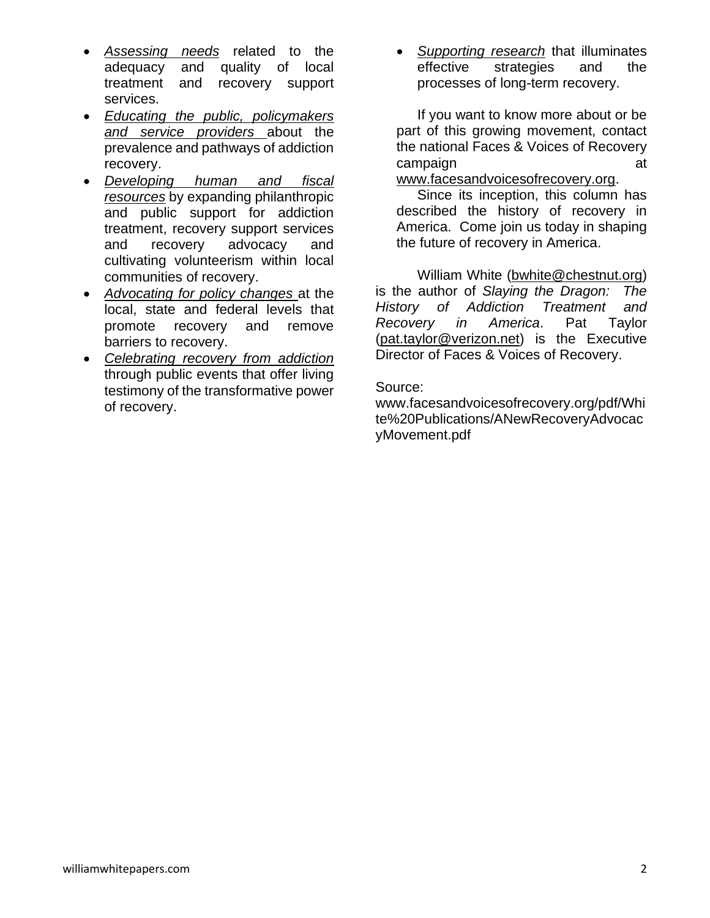- *Assessing needs* related to the adequacy and quality of local treatment and recovery support services.
- *Educating the public, policymakers and service providers* about the prevalence and pathways of addiction recovery.
- *Developing human and fiscal resources* by expanding philanthropic and public support for addiction treatment, recovery support services and recovery advocacy and cultivating volunteerism within local communities of recovery.
- *Advocating for policy changes* at the local, state and federal levels that promote recovery and remove barriers to recovery.
- *Celebrating recovery from addiction* through public events that offer living testimony of the transformative power of recovery.
- *Supporting research* that illuminates effective strategies and the processes of long-term recovery.

If you want to know more about or be part of this growing movement, contact the national Faces & Voices of Recovery campaign at www.facesandvoicesofrecovery.org.

Since its inception, this column has described the history of recovery in America. Come join us today in shaping the future of recovery in America.

William White (bwhite@chestnut.org) is the author of *Slaying the Dragon: The History of Addiction Treatment and Recovery in America*. Pat Taylor (pat.taylor@verizon.net) is the Executive Director of Faces & Voices of Recovery.

Source:
www.facesandvoicesofrecovery.org/pdf/White%20Publications/ANewRecoveryAdvocacyMovement.pdf